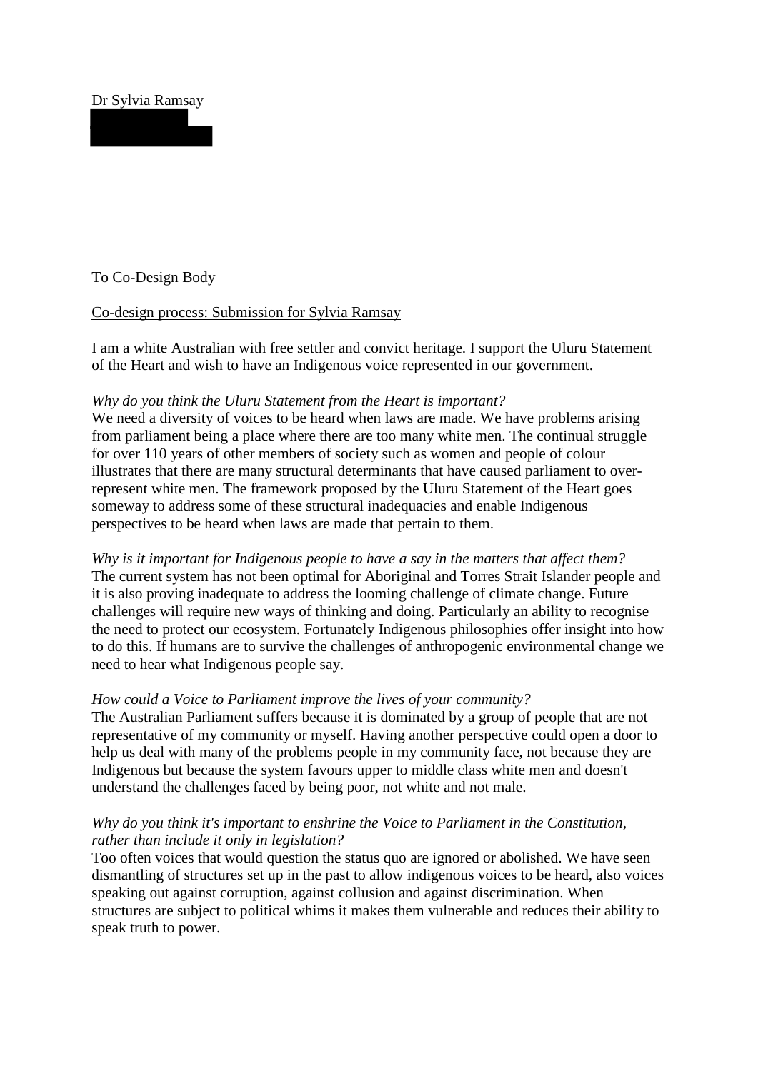Dr Sylvia Ramsay

To Co-Design Body

Co-design process: Submission for Sylvia Ramsay

I am a white Australian with free settler and convict heritage. I support the Uluru Statement of the Heart and wish to have an Indigenous voice represented in our government.

*Why do you think the Uluru Statement from the Heart is important?*
We need a diversity of voices to be heard when laws are made. We have problems arising from parliament being a place where there are too many white men. The continual struggle for over 110 years of other members of society such as women and people of colour illustrates that there are many structural determinants that have caused parliament to over-represent white men. The framework proposed by the Uluru Statement of the Heart goes someway to address some of these structural inadequacies and enable Indigenous perspectives to be heard when laws are made that pertain to them.

*Why is it important for Indigenous people to have a say in the matters that affect them?*
The current system has not been optimal for Aboriginal and Torres Strait Islander people and it is also proving inadequate to address the looming challenge of climate change. Future challenges will require new ways of thinking and doing. Particularly an ability to recognise the need to protect our ecosystem. Fortunately Indigenous philosophies offer insight into how to do this. If humans are to survive the challenges of anthropogenic environmental change we need to hear what Indigenous people say.

*How could a Voice to Parliament improve the lives of your community?*
The Australian Parliament suffers because it is dominated by a group of people that are not representative of my community or myself. Having another perspective could open a door to help us deal with many of the problems people in my community face, not because they are Indigenous but because the system favours upper to middle class white men and doesn't understand the challenges faced by being poor, not white and not male.

*Why do you think it's important to enshrine the Voice to Parliament in the Constitution, rather than include it only in legislation?*
Too often voices that would question the status quo are ignored or abolished. We have seen dismantling of structures set up in the past to allow indigenous voices to be heard, also voices speaking out against corruption, against collusion and against discrimination. When structures are subject to political whims it makes them vulnerable and reduces their ability to speak truth to power.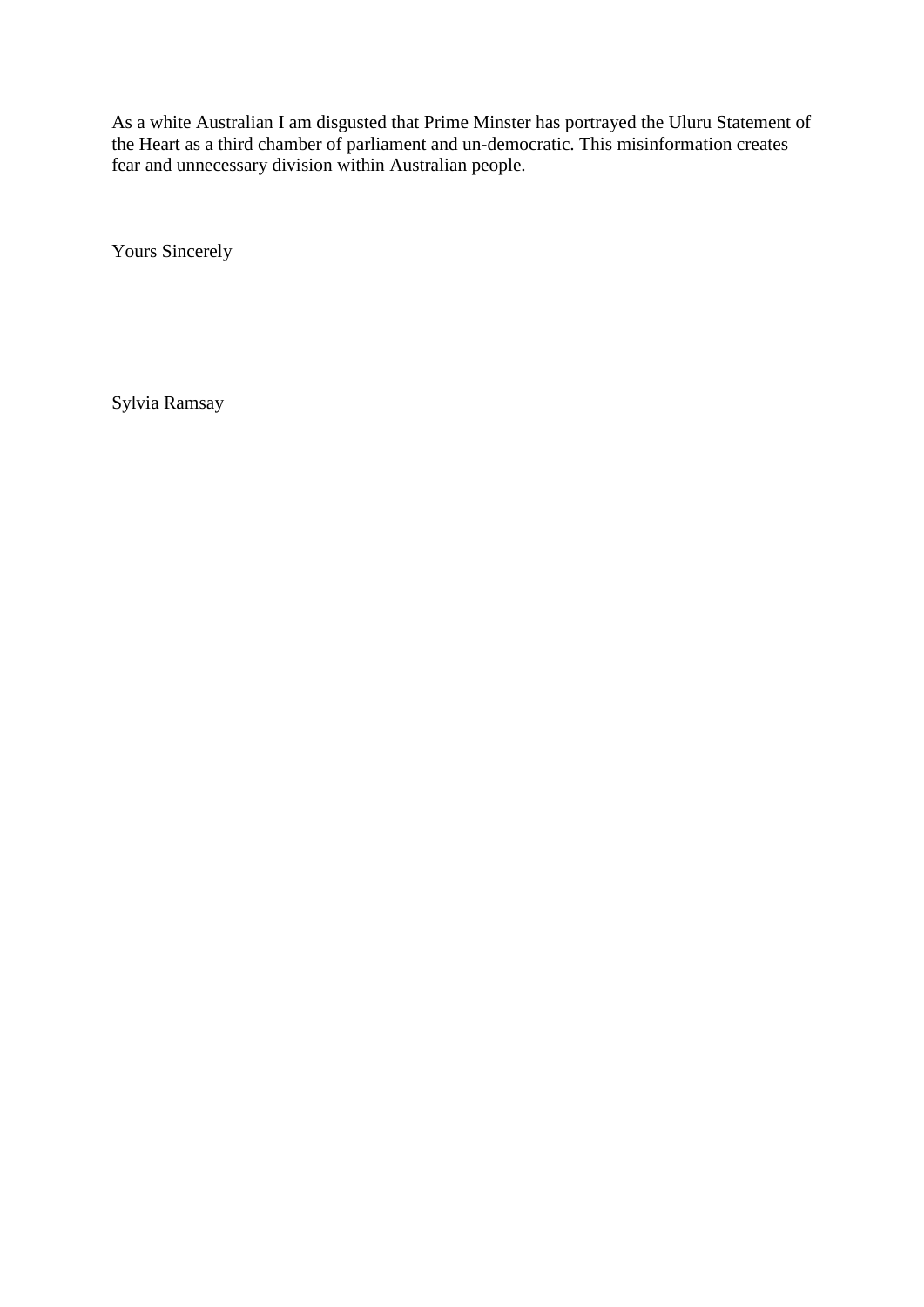As a white Australian I am disgusted that Prime Minster has portrayed the Uluru Statement of the Heart as a third chamber of parliament and un-democratic. This misinformation creates fear and unnecessary division within Australian people.

Yours Sincerely

Sylvia Ramsay